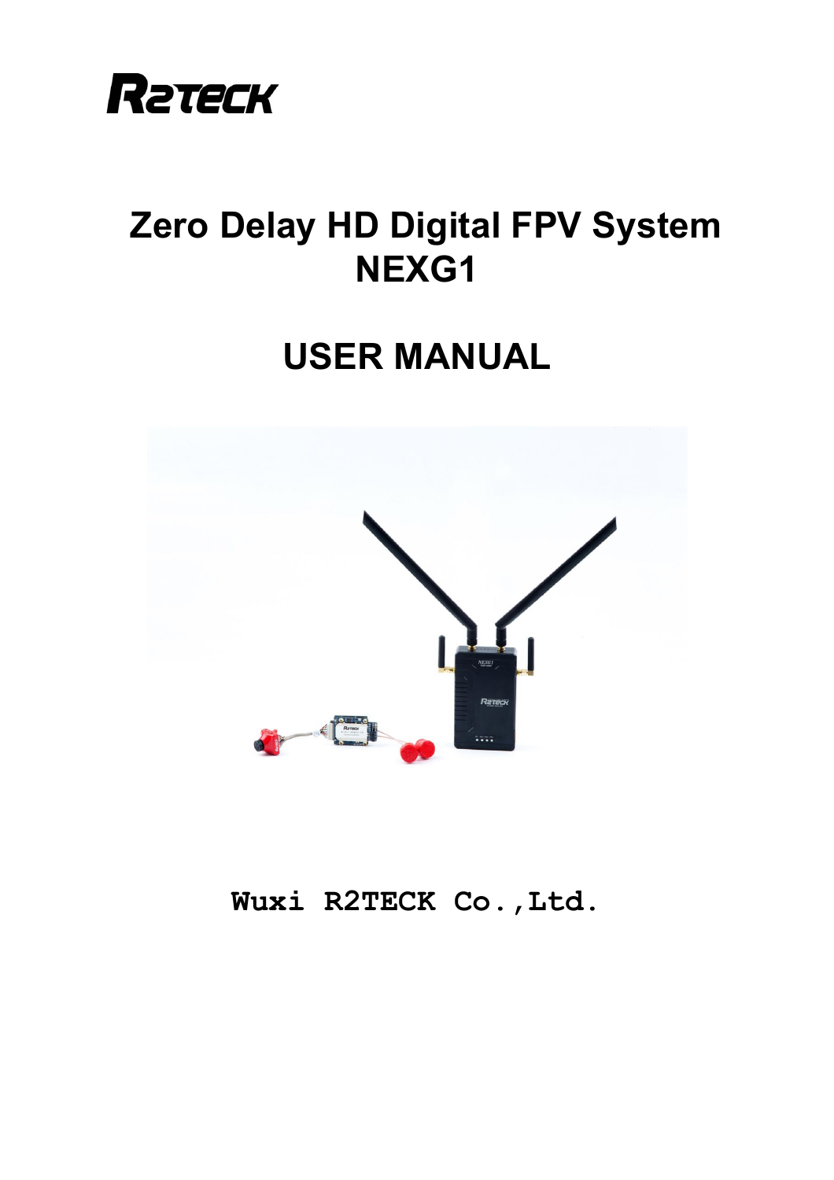# Zero Delay HD Digital FPV System NEXG1

# USER MANUAL

**Wuxi R2TECK Co.,Ltd.**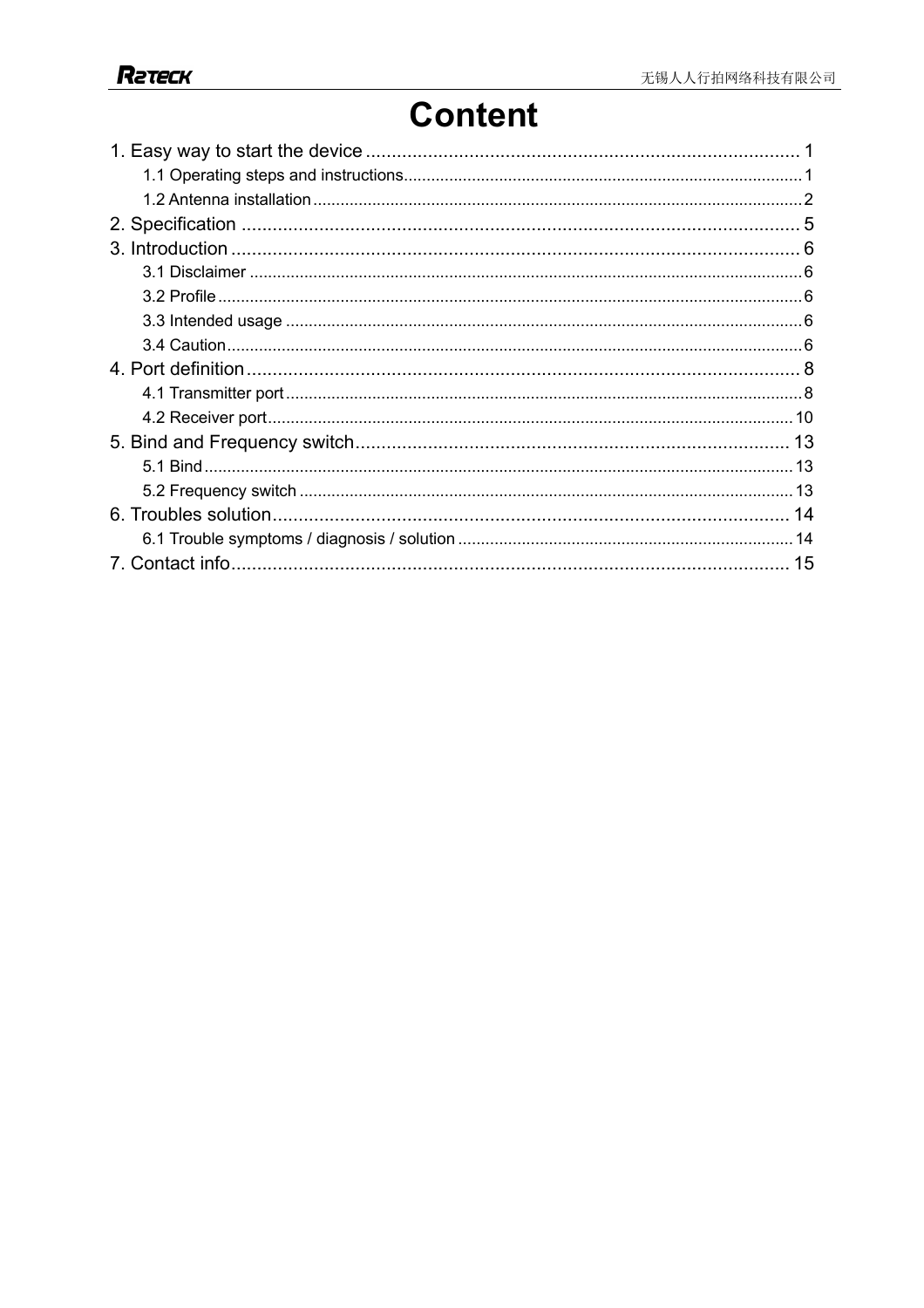# Content

1. Easy way to start the device ........................................................................ 1
    - 1.1 Operating steps and instructions........................................................................ 1
    - 1.2 Antenna installation........................................................................ 2
2. Specification ........................................................................ 5
3. Introduction ........................................................................ 6
    - 3.1 Disclaimer ........................................................................ 6
    - 3.2 Profile ........................................................................ 6
    - 3.3 Intended usage ........................................................................ 6
    - 3.4 Caution ........................................................................ 6
4. Port definition ........................................................................ 8
    - 4.1 Transmitter port ........................................................................ 8
    - 4.2 Receiver port ........................................................................ 10
5. Bind and Frequency switch ........................................................................ 13
    - 5.1 Bind ........................................................................ 13
    - 5.2 Frequency switch ........................................................................ 13
6. Troubles solution ........................................................................ 14
    - 6.1 Trouble symptoms / diagnosis / solution ........................................................................ 14
7. Contact info ........................................................................ 15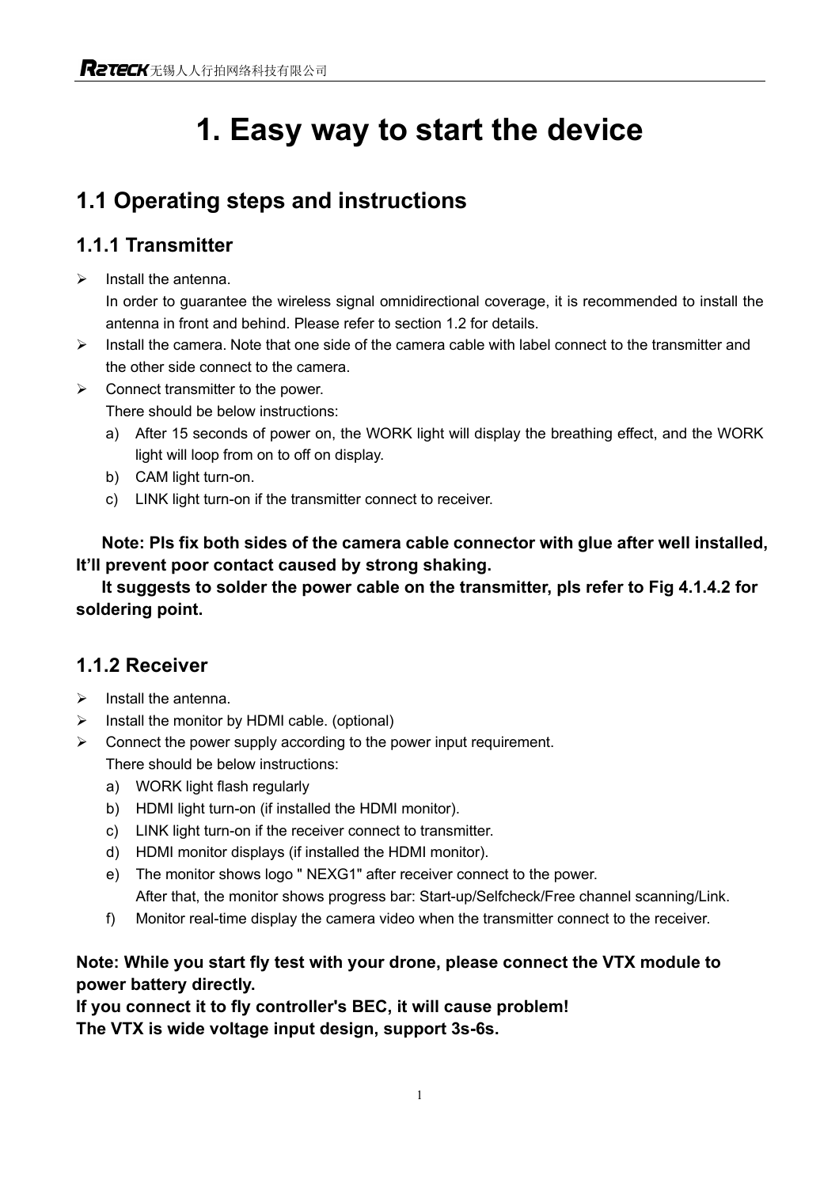# 1. Easy way to start the device

## 1.1 Operating steps and instructions

### 1.1.1 Transmitter

- Install the antenna.
  In order to guarantee the wireless signal omnidirectional coverage, it is recommended to install the antenna in front and behind. Please refer to section 1.2 for details.
- Install the camera. Note that one side of the camera cable with label connect to the transmitter and the other side connect to the camera.
- Connect transmitter to the power.
  There should be below instructions:
  a) After 15 seconds of power on, the WORK light will display the breathing effect, and the WORK light will loop from on to off on display.
  b) CAM light turn-on.
  c) LINK light turn-on if the transmitter connect to receiver.

**Note: Pls fix both sides of the camera cable connector with glue after well installed, It'll prevent poor contact caused by strong shaking.**

**It suggests to solder the power cable on the transmitter, pls refer to Fig 4.1.4.2 for soldering point.**

### 1.1.2 Receiver

- Install the antenna.
- Install the monitor by HDMI cable. (optional)
- Connect the power supply according to the power input requirement.
  There should be below instructions:
  a) WORK light flash regularly
  b) HDMI light turn-on (if installed the HDMI monitor).
  c) LINK light turn-on if the receiver connect to transmitter.
  d) HDMI monitor displays (if installed the HDMI monitor).
  e) The monitor shows logo " NEXG1" after receiver connect to the power.
     After that, the monitor shows progress bar: Start-up/Selfcheck/Free channel scanning/Link.
  f) Monitor real-time display the camera video when the transmitter connect to the receiver.

**Note: While you start fly test with your drone, please connect the VTX module to power battery directly.**
**If you connect it to fly controller's BEC, it will cause problem!**
**The VTX is wide voltage input design, support 3s-6s.**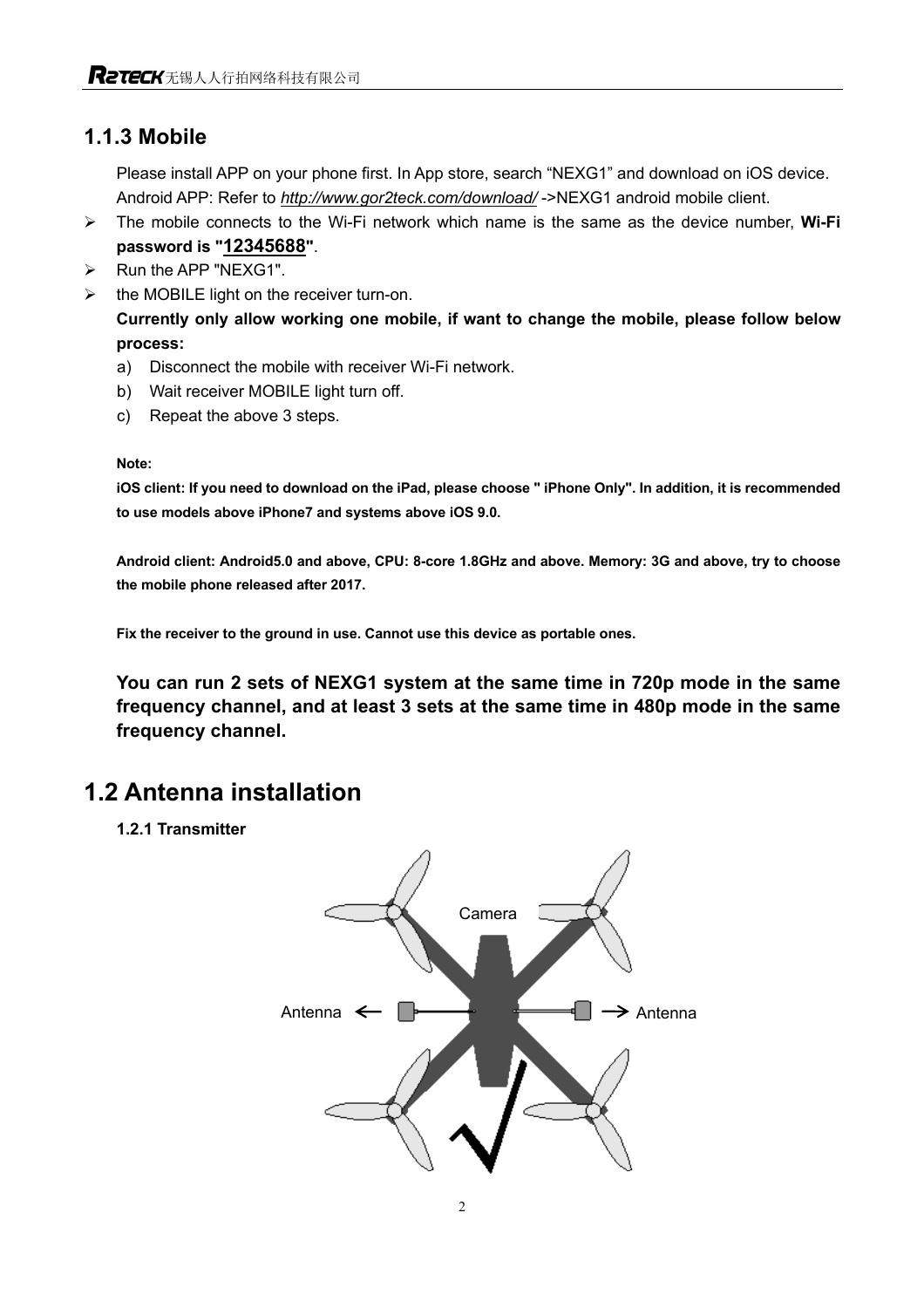### 1.1.3 Mobile

Please install APP on your phone first. In App store, search “NEXG1” and download on iOS device. Android APP: Refer to *http://www.gor2teck.com/download/* ->NEXG1 android mobile client.

- The mobile connects to the Wi-Fi network which name is the same as the device number, **Wi-Fi password is "12345688"**.
- Run the APP "NEXG1".
- the MOBILE light on the receiver turn-on.

  **Currently only allow working one mobile, if want to change the mobile, please follow below process:**

  a) Disconnect the mobile with receiver Wi-Fi network.
  b) Wait receiver MOBILE light turn off.
  c) Repeat the above 3 steps.

**Note:**

**iOS client: If you need to download on the iPad, please choose " iPhone Only". In addition, it is recommended to use models above iPhone7 and systems above iOS 9.0.**

**Android client: Android5.0 and above, CPU: 8-core 1.8GHz and above. Memory: 3G and above, try to choose the mobile phone released after 2017.**

**Fix the receiver to the ground in use. Cannot use this device as portable ones.**

**You can run 2 sets of NEXG1 system at the same time in 720p mode in the same frequency channel, and at least 3 sets at the same time in 480p mode in the same frequency channel.**

## 1.2 Antenna installation

**1.2.1 Transmitter**

Camera

Antenna ← → Antenna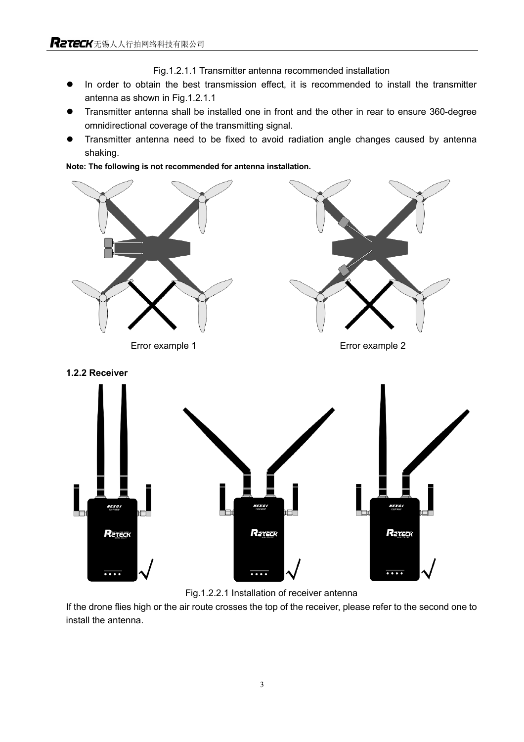Fig.1.2.1.1 Transmitter antenna recommended installation

- In order to obtain the best transmission effect, it is recommended to install the transmitter antenna as shown in Fig.1.2.1.1
- Transmitter antenna shall be installed one in front and the other in rear to ensure 360-degree omnidirectional coverage of the transmitting signal.
- Transmitter antenna need to be fixed to avoid radiation angle changes caused by antenna shaking.

**Note: The following is not recommended for antenna installation.**

Error example 1

Error example 2

### 1.2.2 Receiver

Fig.1.2.2.1 Installation of receiver antenna

If the drone flies high or the air route crosses the top of the receiver, please refer to the second one to install the antenna.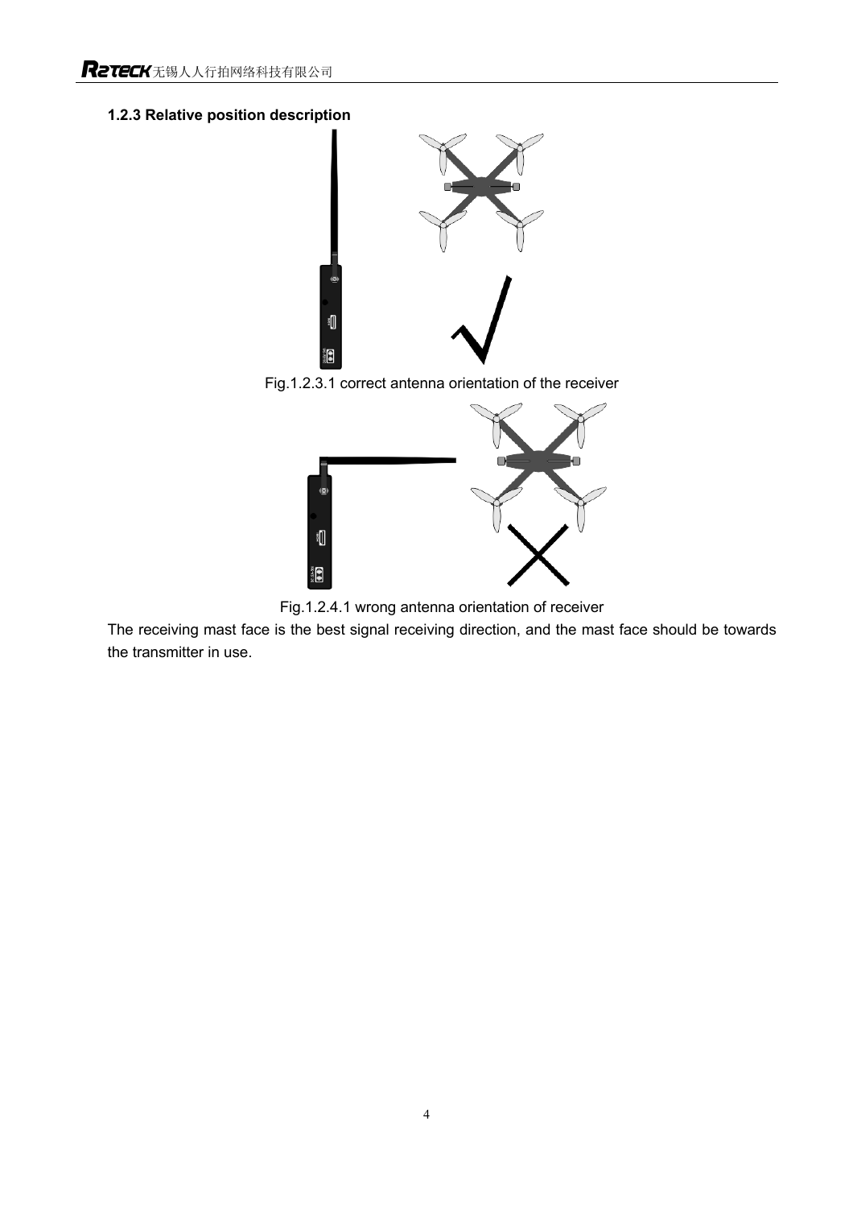### 1.2.3 Relative position description

Fig.1.2.3.1 correct antenna orientation of the receiver

Fig.1.2.4.1 wrong antenna orientation of receiver

The receiving mast face is the best signal receiving direction, and the mast face should be towards the transmitter in use.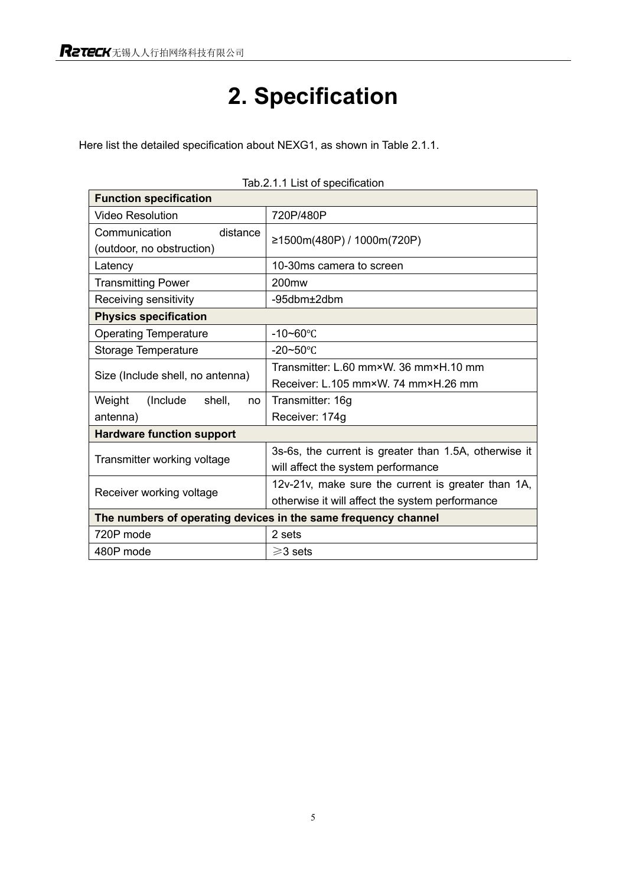# 2. Specification

Here list the detailed specification about NEXG1, as shown in Table 2.1.1.

Tab.2.1.1 List of specification

| **Function specification** | |
|---|---|
| Video Resolution | 720P/480P |
| Communication distance (outdoor, no obstruction) | ≥1500m(480P) / 1000m(720P) |
| Latency | 10-30ms camera to screen |
| Transmitting Power | 200mw |
| Receiving sensitivity | -95dbm±2dbm |
| **Physics specification** | |
| Operating Temperature | -10~60℃ |
| Storage Temperature | -20~50℃ |
| Size (Include shell, no antenna) | Transmitter: L.60 mm×W. 36 mm×H.10 mm<br>Receiver: L.105 mm×W. 74 mm×H.26 mm |
| Weight (Include shell, no antenna) | Transmitter: 16g<br>Receiver: 174g |
| **Hardware function support** | |
| Transmitter working voltage | 3s-6s, the current is greater than 1.5A, otherwise it will affect the system performance |
| Receiver working voltage | 12v-21v, make sure the current is greater than 1A, otherwise it will affect the system performance |
| **The numbers of operating devices in the same frequency channel** | |
| 720P mode | 2 sets |
| 480P mode | ≥3 sets |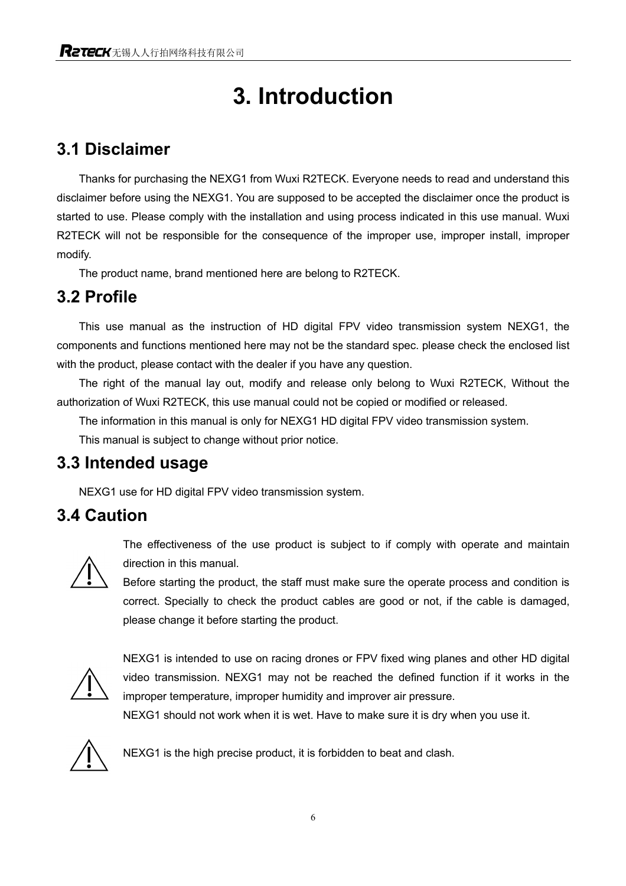# 3. Introduction

## 3.1 Disclaimer

Thanks for purchasing the NEXG1 from Wuxi R2TECK. Everyone needs to read and understand this disclaimer before using the NEXG1. You are supposed to be accepted the disclaimer once the product is started to use. Please comply with the installation and using process indicated in this use manual. Wuxi R2TECK will not be responsible for the consequence of the improper use, improper install, improper modify.

The product name, brand mentioned here are belong to R2TECK.

## 3.2 Profile

This use manual as the instruction of HD digital FPV video transmission system NEXG1, the components and functions mentioned here may not be the standard spec. please check the enclosed list with the product, please contact with the dealer if you have any question.

The right of the manual lay out, modify and release only belong to Wuxi R2TECK, Without the authorization of Wuxi R2TECK, this use manual could not be copied or modified or released.

The information in this manual is only for NEXG1 HD digital FPV video transmission system.

This manual is subject to change without prior notice.

## 3.3 Intended usage

NEXG1 use for HD digital FPV video transmission system.

## 3.4 Caution

⚠ The effectiveness of the use product is subject to if comply with operate and maintain direction in this manual.
Before starting the product, the staff must make sure the operate process and condition is correct. Specially to check the product cables are good or not, if the cable is damaged, please change it before starting the product.

⚠ NEXG1 is intended to use on racing drones or FPV fixed wing planes and other HD digital video transmission. NEXG1 may not be reached the defined function if it works in the improper temperature, improper humidity and improver air pressure.
NEXG1 should not work when it is wet. Have to make sure it is dry when you use it.

⚠ NEXG1 is the high precise product, it is forbidden to beat and clash.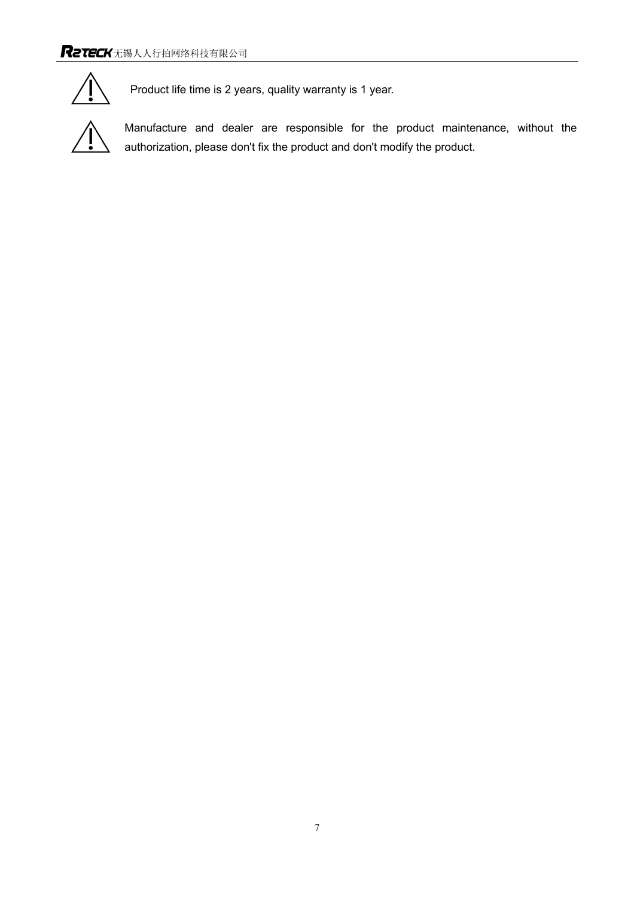⚠ Product life time is 2 years, quality warranty is 1 year.

⚠ Manufacture and dealer are responsible for the product maintenance, without the authorization, please don't fix the product and don't modify the product.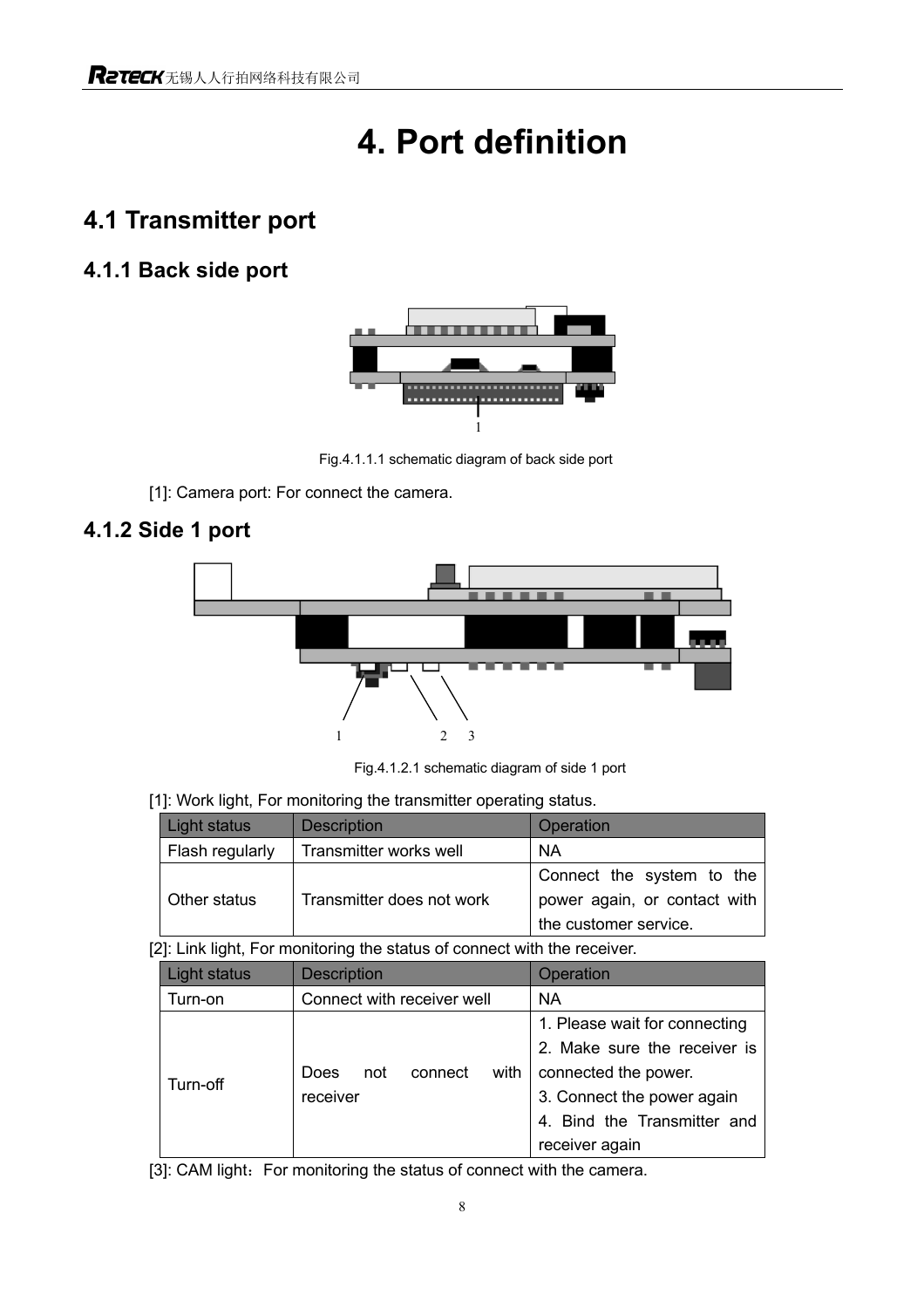# 4. Port definition

## 4.1 Transmitter port

### 4.1.1 Back side port

Fig.4.1.1.1 schematic diagram of back side port

[1]: Camera port: For connect the camera.

### 4.1.2 Side 1 port

Fig.4.1.2.1 schematic diagram of side 1 port

[1]: Work light, For monitoring the transmitter operating status.

| Light status | Description | Operation |
| --- | --- | --- |
| Flash regularly | Transmitter works well | NA |
| Other status | Transmitter does not work | Connect the system to the power again, or contact with the customer service. |

[2]: Link light, For monitoring the status of connect with the receiver.

| Light status | Description | Operation |
| --- | --- | --- |
| Turn-on | Connect with receiver well | NA |
| Turn-off | Does not connect with receiver | 1. Please wait for connecting<br>2. Make sure the receiver is connected the power.<br>3. Connect the power again<br>4. Bind the Transmitter and receiver again |

[3]: CAM light：For monitoring the status of connect with the camera.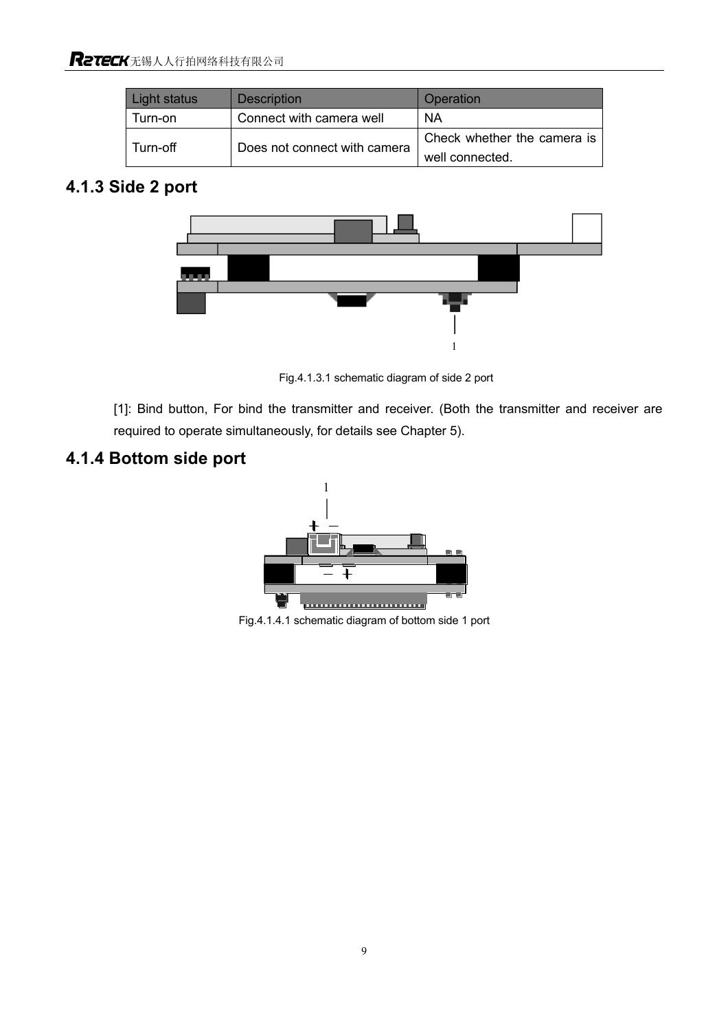| Light status | Description | Operation |
| --- | --- | --- |
| Turn-on | Connect with camera well | NA |
| Turn-off | Does not connect with camera | Check whether the camera is well connected. |

### 4.1.3 Side 2 port

Fig.4.1.3.1 schematic diagram of side 2 port

[1]: Bind button, For bind the transmitter and receiver. (Both the transmitter and receiver are required to operate simultaneously, for details see Chapter 5).

### 4.1.4 Bottom side port

Fig.4.1.4.1 schematic diagram of bottom side 1 port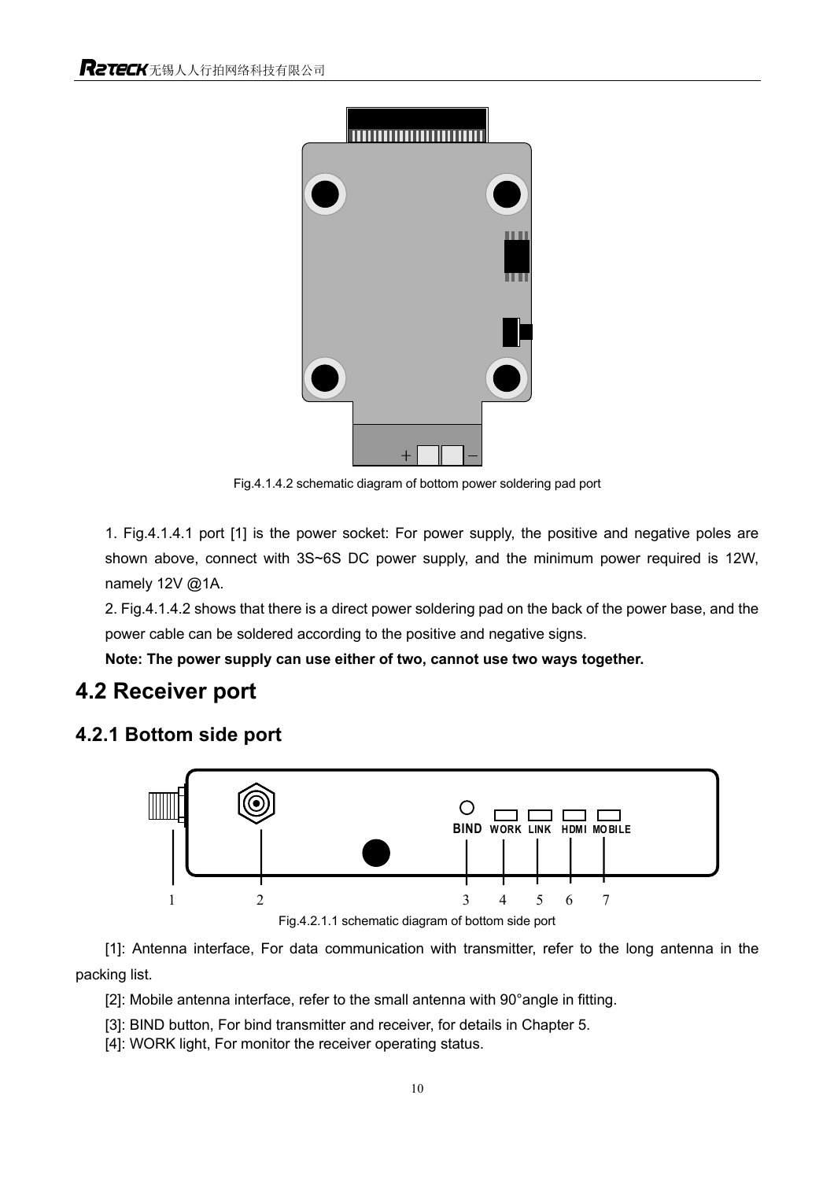Fig.4.1.4.2 schematic diagram of bottom power soldering pad port

1. Fig.4.1.4.1 port [1] is the power socket: For power supply, the positive and negative poles are shown above, connect with 3S~6S DC power supply, and the minimum power required is 12W, namely 12V @1A.

2. Fig.4.1.4.2 shows that there is a direct power soldering pad on the back of the power base, and the power cable can be soldered according to the positive and negative signs.

**Note: The power supply can use either of two, cannot use two ways together.**

## 4.2 Receiver port

### 4.2.1 Bottom side port

Fig.4.2.1.1 schematic diagram of bottom side port

[1]: Antenna interface, For data communication with transmitter, refer to the long antenna in the packing list.

[2]: Mobile antenna interface, refer to the small antenna with 90°angle in fitting.

[3]: BIND button, For bind transmitter and receiver, for details in Chapter 5.

[4]: WORK light, For monitor the receiver operating status.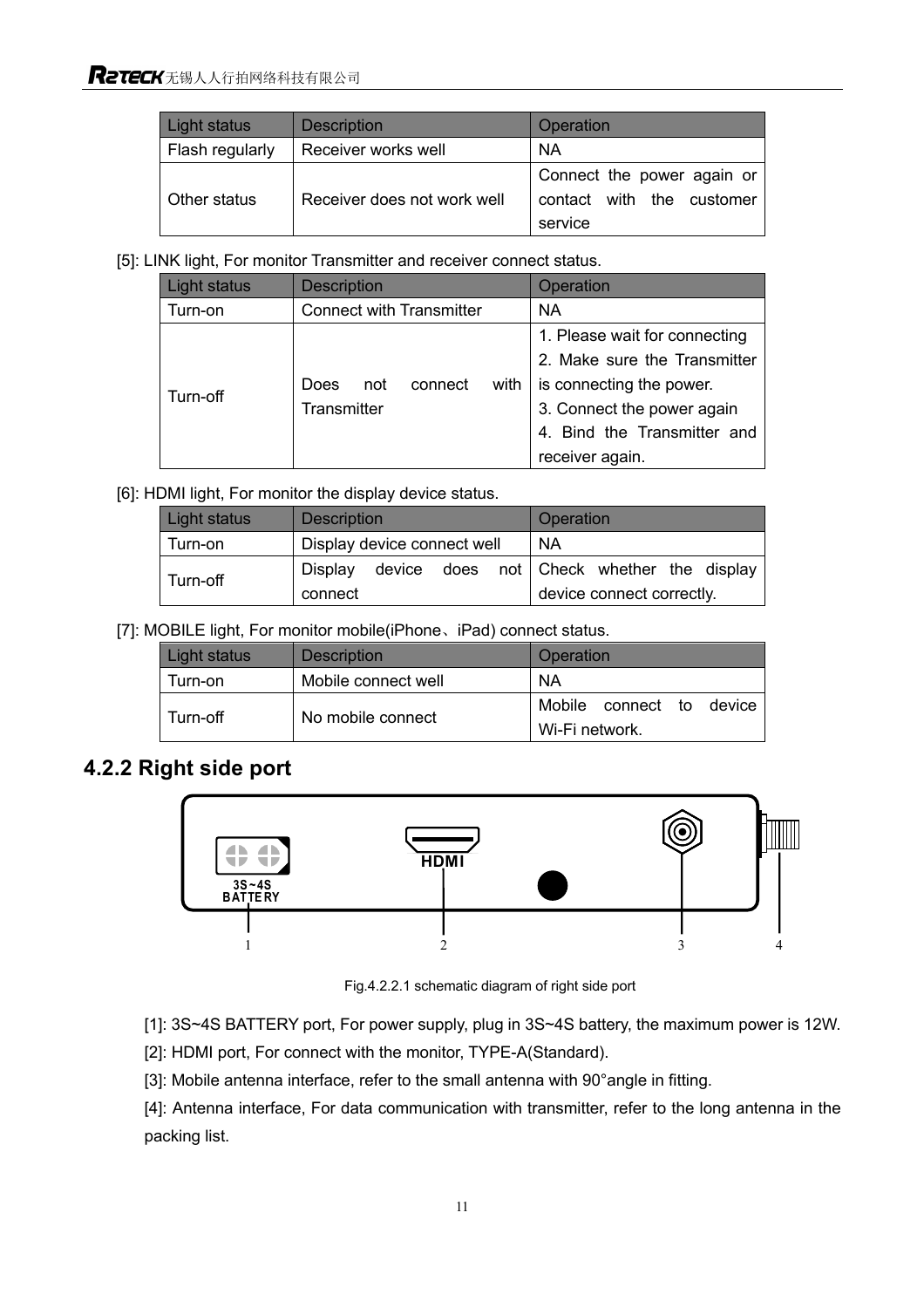| Light status | Description | Operation |
|---|---|---|
| Flash regularly | Receiver works well | NA |
| Other status | Receiver does not work well | Connect the power again or contact with the customer service |

[5]: LINK light, For monitor Transmitter and receiver connect status.

| Light status | Description | Operation |
|---|---|---|
| Turn-on | Connect with Transmitter | NA |
| Turn-off | Does not connect with Transmitter | 1. Please wait for connecting<br>2. Make sure the Transmitter is connecting the power.<br>3. Connect the power again<br>4. Bind the Transmitter and receiver again. |

[6]: HDMI light, For monitor the display device status.

| Light status | Description | Operation |
|---|---|---|
| Turn-on | Display device connect well | NA |
| Turn-off | Display device does not connect | Check whether the display device connect correctly. |

[7]: MOBILE light, For monitor mobile(iPhone、iPad) connect status.

| Light status | Description | Operation |
|---|---|---|
| Turn-on | Mobile connect well | NA |
| Turn-off | No mobile connect | Mobile connect to device Wi-Fi network. |

## 4.2.2 Right side port

Fig.4.2.2.1 schematic diagram of right side port

[1]: 3S~4S BATTERY port, For power supply, plug in 3S~4S battery, the maximum power is 12W.

[2]: HDMI port, For connect with the monitor, TYPE-A(Standard).

[3]: Mobile antenna interface, refer to the small antenna with 90°angle in fitting.

[4]: Antenna interface, For data communication with transmitter, refer to the long antenna in the packing list.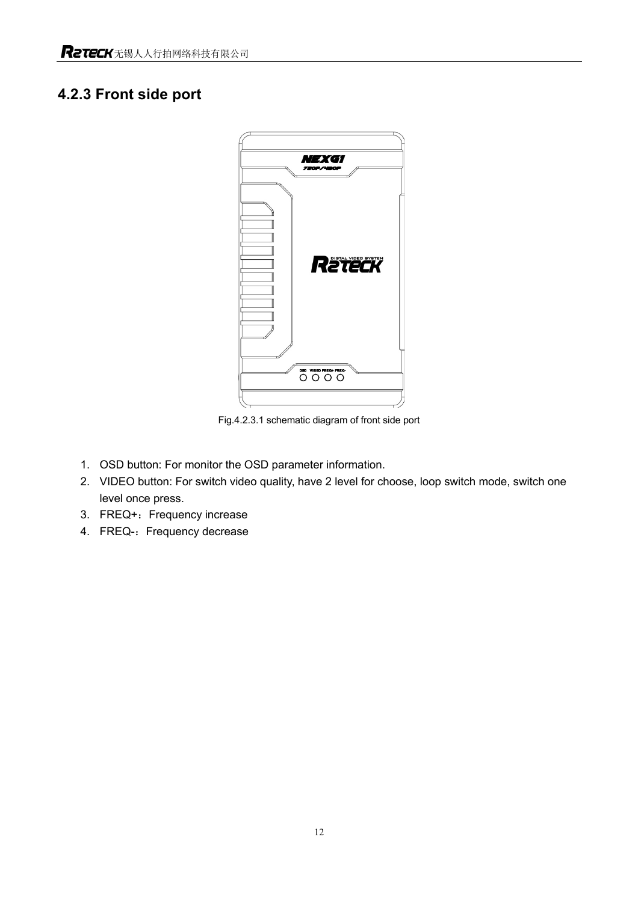### 4.2.3 Front side port

Fig.4.2.3.1 schematic diagram of front side port

1. OSD button: For monitor the OSD parameter information.
2. VIDEO button: For switch video quality, have 2 level for choose, loop switch mode, switch one level once press.
3. FREQ+：Frequency increase
4. FREQ-：Frequency decrease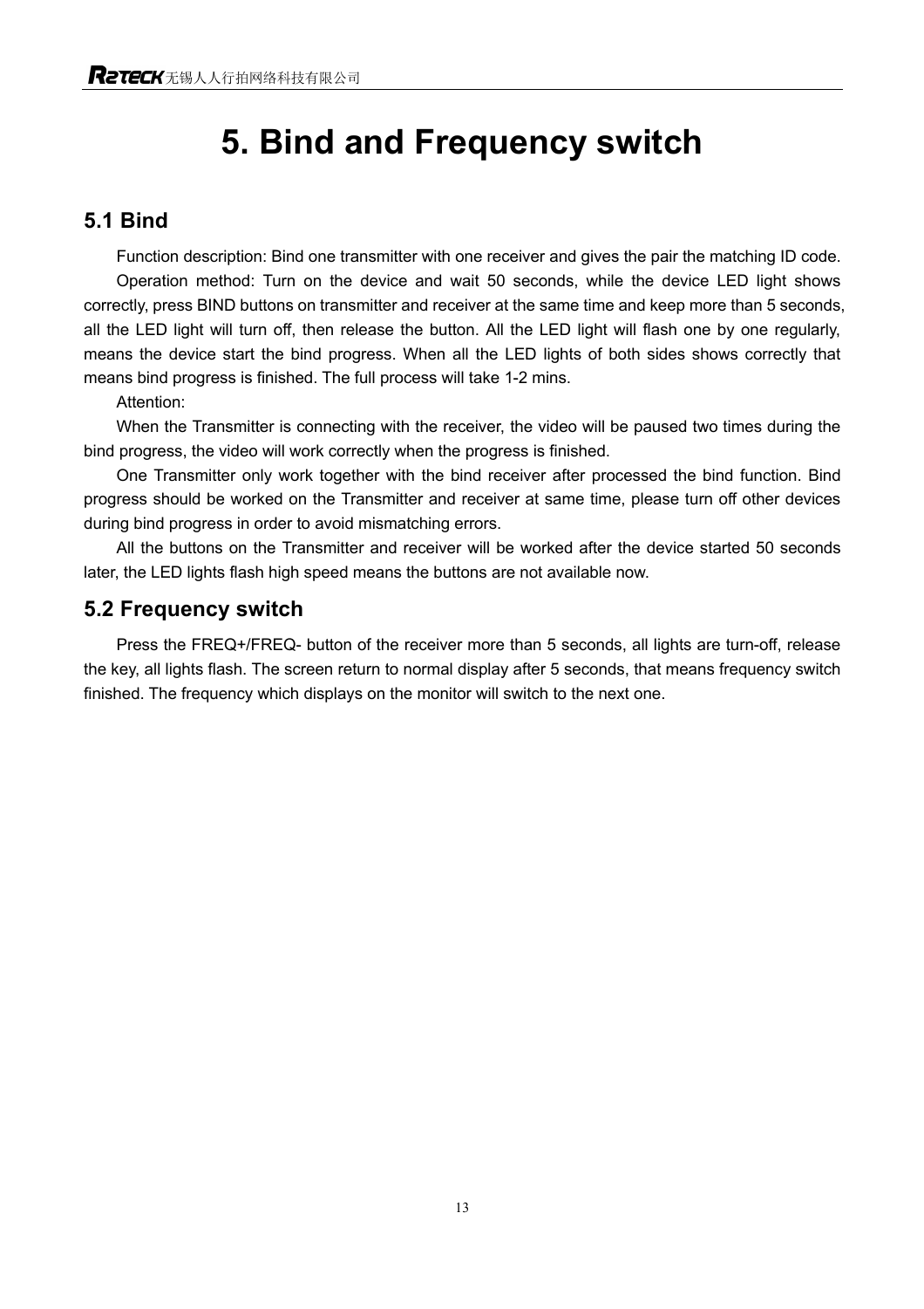# 5. Bind and Frequency switch

## 5.1 Bind

Function description: Bind one transmitter with one receiver and gives the pair the matching ID code.

Operation method: Turn on the device and wait 50 seconds, while the device LED light shows correctly, press BIND buttons on transmitter and receiver at the same time and keep more than 5 seconds, all the LED light will turn off, then release the button. All the LED light will flash one by one regularly, means the device start the bind progress. When all the LED lights of both sides shows correctly that means bind progress is finished. The full process will take 1-2 mins.

Attention:

When the Transmitter is connecting with the receiver, the video will be paused two times during the bind progress, the video will work correctly when the progress is finished.

One Transmitter only work together with the bind receiver after processed the bind function. Bind progress should be worked on the Transmitter and receiver at same time, please turn off other devices during bind progress in order to avoid mismatching errors.

All the buttons on the Transmitter and receiver will be worked after the device started 50 seconds later, the LED lights flash high speed means the buttons are not available now.

## 5.2 Frequency switch

Press the FREQ+/FREQ- button of the receiver more than 5 seconds, all lights are turn-off, release the key, all lights flash. The screen return to normal display after 5 seconds, that means frequency switch finished. The frequency which displays on the monitor will switch to the next one.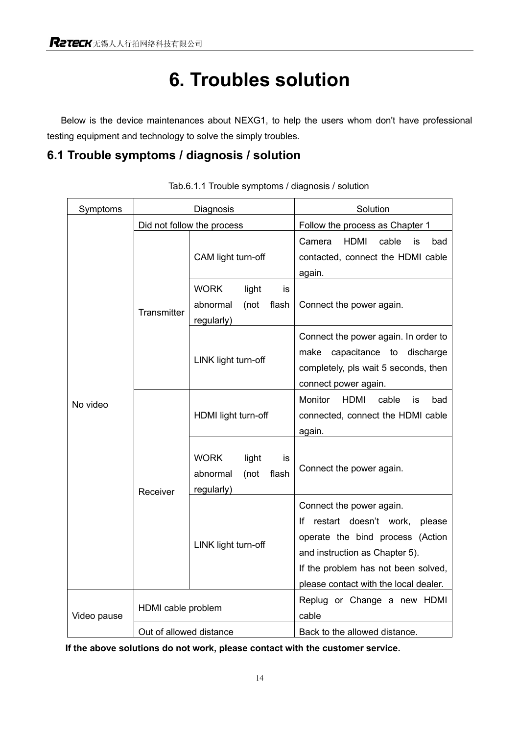# 6. Troubles solution

Below is the device maintenances about NEXG1, to help the users whom don't have professional testing equipment and technology to solve the simply troubles.

## 6.1 Trouble symptoms / diagnosis / solution

Tab.6.1.1 Trouble symptoms / diagnosis / solution

| Symptoms | Diagnosis | | Solution |
|---|---|---|---|
| No video | Did not follow the process | | Follow the process as Chapter 1 |
| | Transmitter | CAM light turn-off | Camera HDMI cable is bad contacted, connect the HDMI cable again. |
| | | WORK light is abnormal (not flash regularly) | Connect the power again. |
| | | LINK light turn-off | Connect the power again. In order to make capacitance to discharge completely, pls wait 5 seconds, then connect power again. |
| | Receiver | HDMI light turn-off | Monitor HDMI cable is bad connected, connect the HDMI cable again. |
| | | WORK light is abnormal (not flash regularly) | Connect the power again. |
| | | LINK light turn-off | Connect the power again.<br>If restart doesn't work, please operate the bind process (Action and instruction as Chapter 5).<br>If the problem has not been solved, please contact with the local dealer. |
| Video pause | HDMI cable problem | | Replug or Change a new HDMI cable |
| | Out of allowed distance | | Back to the allowed distance. |

**If the above solutions do not work, please contact with the customer service.**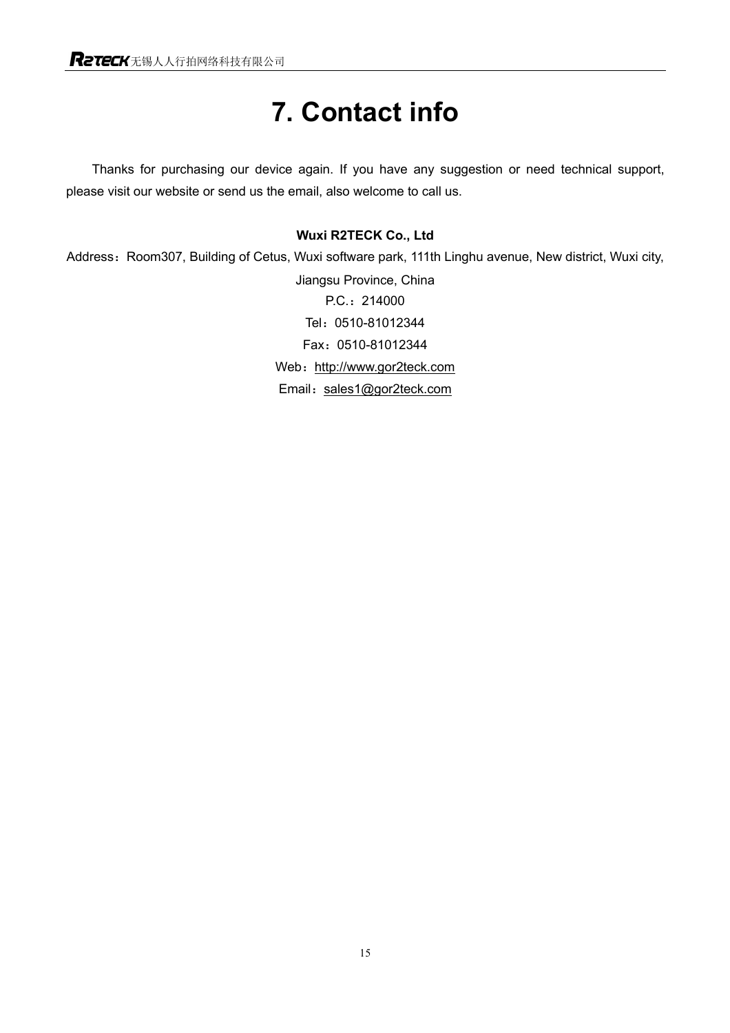# 7. Contact info

Thanks for purchasing our device again. If you have any suggestion or need technical support, please visit our website or send us the email, also welcome to call us.

**Wuxi R2TECK Co., Ltd**

Address：Room307, Building of Cetus, Wuxi software park, 111th Linghu avenue, New district, Wuxi city, Jiangsu Province, China

P.C.：214000

Tel：0510-81012344

Fax：0510-81012344

Web：http://www.gor2teck.com

Email：sales1@gor2teck.com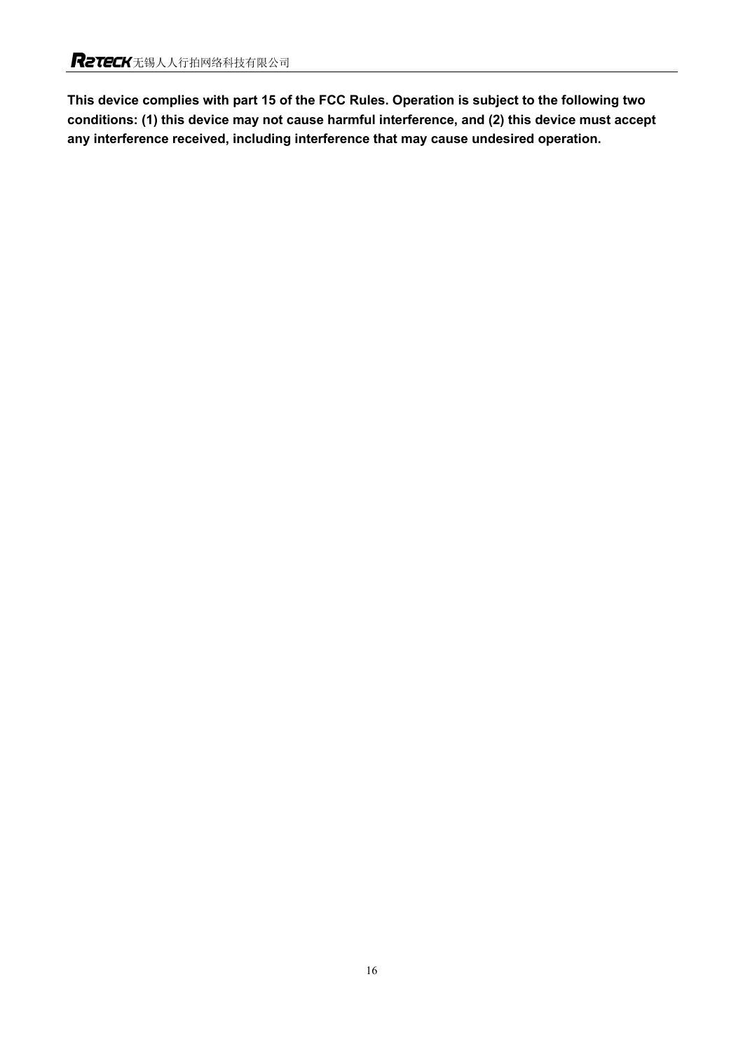**This device complies with part 15 of the FCC Rules. Operation is subject to the following two conditions: (1) this device may not cause harmful interference, and (2) this device must accept any interference received, including interference that may cause undesired operation.**